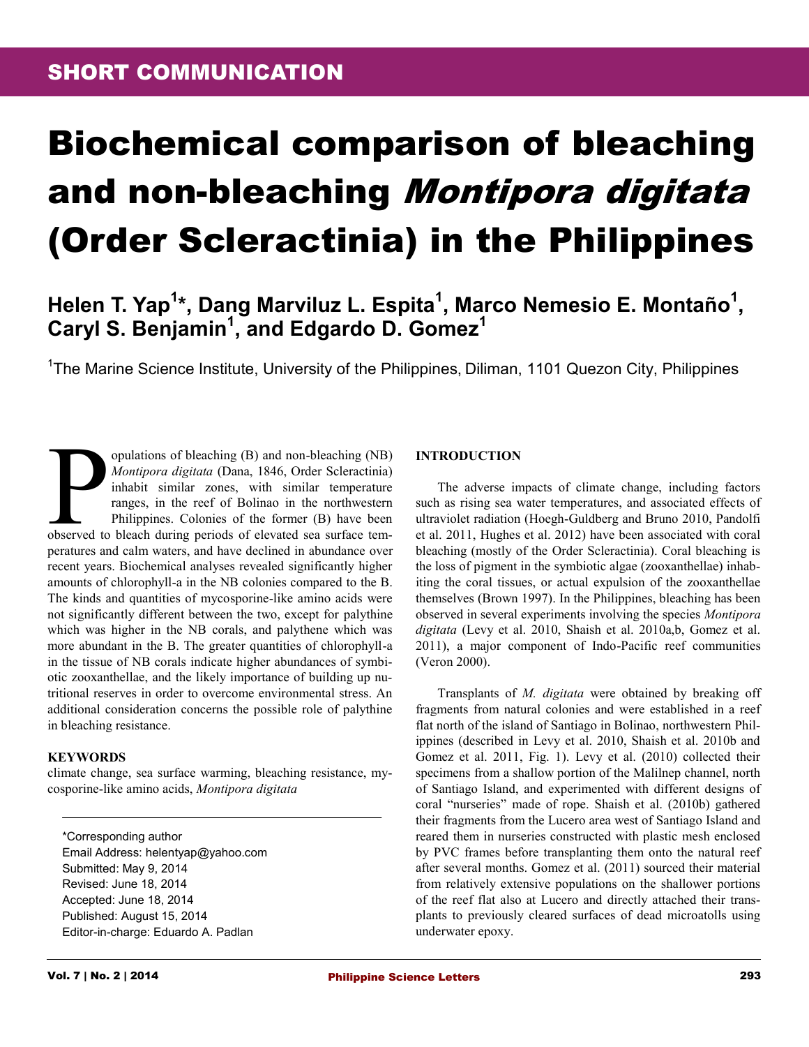SHORT COMMUNICATION

# Biochemical comparison of bleaching and non-bleaching *Montipora digitata* (Order Scleractinia) in the Philippines

**Helen T. Yap[1]*, Dang Marviluz L. Espita[1], Marco Nemesio E. Montaño[1], Caryl S. Benjamin[1], and Edgardo D. Gomez[1]**

[1]The Marine Science Institute, University of the Philippines, Diliman, 1101 Quezon City, Philippines

Populations of bleaching (B) and non-bleaching (NB) *Montipora digitata* (Dana, 1846, Order Scleractinia) inhabit similar zones, with similar temperature ranges, in the reef of Bolinao in the northwestern Philippines. Colonies of the former (B) have been observed to bleach during periods of elevated sea surface temperatures and calm waters, and have declined in abundance over recent years. Biochemical analyses revealed significantly higher amounts of chlorophyll-a in the NB colonies compared to the B. The kinds and quantities of mycosporine-like amino acids were not significantly different between the two, except for palythine which was higher in the NB corals, and palythene which was more abundant in the B. The greater quantities of chlorophyll-a in the tissue of NB corals indicate higher abundances of symbiotic zooxanthellae, and the likely importance of building up nutritional reserves in order to overcome environmental stress. An additional consideration concerns the possible role of palythine in bleaching resistance.

**KEYWORDS**

climate change, sea surface warming, bleaching resistance, mycosporine-like amino acids, *Montipora digitata*

*Corresponding author
Email Address: helentyap@yahoo.com
Submitted: May 9, 2014
Revised: June 18, 2014
Accepted: June 18, 2014
Published: August 15, 2014
Editor-in-charge: Eduardo A. Padlan

## INTRODUCTION

The adverse impacts of climate change, including factors such as rising sea water temperatures, and associated effects of ultraviolet radiation (Hoegh-Guldberg and Bruno 2010, Pandolfi et al. 2011, Hughes et al. 2012) have been associated with coral bleaching (mostly of the Order Scleractinia). Coral bleaching is the loss of pigment in the symbiotic algae (zooxanthellae) inhabiting the coral tissues, or actual expulsion of the zooxanthellae themselves (Brown 1997). In the Philippines, bleaching has been observed in several experiments involving the species *Montipora digitata* (Levy et al. 2010, Shaish et al. 2010a,b, Gomez et al. 2011), a major component of Indo-Pacific reef communities (Veron 2000).

Transplants of *M. digitata* were obtained by breaking off fragments from natural colonies and were established in a reef flat north of the island of Santiago in Bolinao, northwestern Philippines (described in Levy et al. 2010, Shaish et al. 2010b and Gomez et al. 2011, Fig. 1). Levy et al. (2010) collected their specimens from a shallow portion of the Malilnep channel, north of Santiago Island, and experimented with different designs of coral "nurseries" made of rope. Shaish et al. (2010b) gathered their fragments from the Lucero area west of Santiago Island and reared them in nurseries constructed with plastic mesh enclosed by PVC frames before transplanting them onto the natural reef after several months. Gomez et al. (2011) sourced their material from relatively extensive populations on the shallower portions of the reef flat also at Lucero and directly attached their transplants to previously cleared surfaces of dead microatolls using underwater epoxy.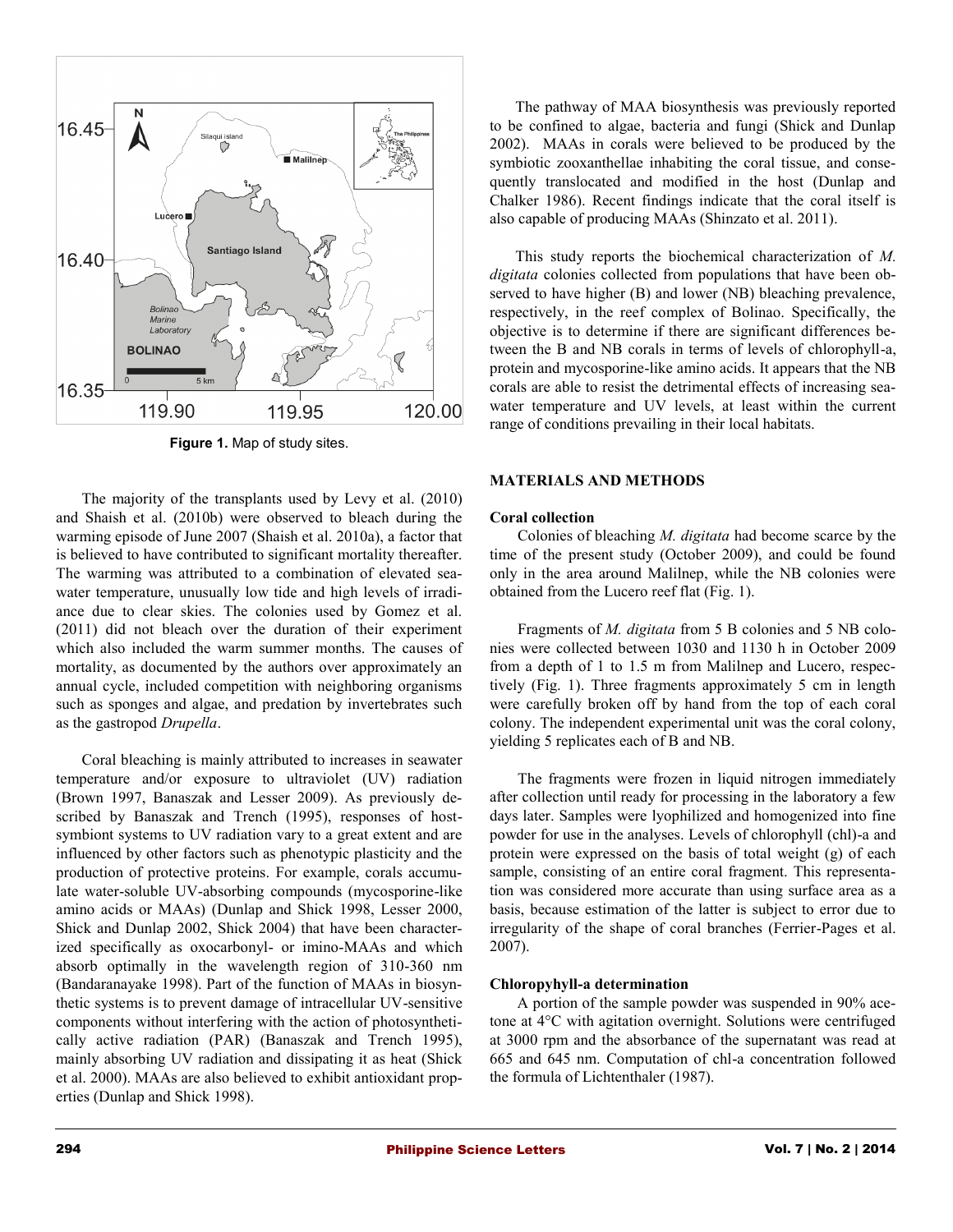Figure 1. Map of study sites.

The majority of the transplants used by Levy et al. (2010) and Shaish et al. (2010b) were observed to bleach during the warming episode of June 2007 (Shaish et al. 2010a), a factor that is believed to have contributed to significant mortality thereafter. The warming was attributed to a combination of elevated seawater temperature, unusually low tide and high levels of irradiance due to clear skies. The colonies used by Gomez et al. (2011) did not bleach over the duration of their experiment which also included the warm summer months. The causes of mortality, as documented by the authors over approximately an annual cycle, included competition with neighboring organisms such as sponges and algae, and predation by invertebrates such as the gastropod *Drupella*.

Coral bleaching is mainly attributed to increases in seawater temperature and/or exposure to ultraviolet (UV) radiation (Brown 1997, Banaszak and Lesser 2009). As previously described by Banaszak and Trench (1995), responses of host-symbiont systems to UV radiation vary to a great extent and are influenced by other factors such as phenotypic plasticity and the production of protective proteins. For example, corals accumulate water-soluble UV-absorbing compounds (mycosporine-like amino acids or MAAs) (Dunlap and Shick 1998, Lesser 2000, Shick and Dunlap 2002, Shick 2004) that have been characterized specifically as oxocarbonyl- or imino-MAAs and which absorb optimally in the wavelength region of 310-360 nm (Bandaranayake 1998). Part of the function of MAAs in biosynthetic systems is to prevent damage of intracellular UV-sensitive components without interfering with the action of photosynthetically active radiation (PAR) (Banaszak and Trench 1995), mainly absorbing UV radiation and dissipating it as heat (Shick et al. 2000). MAAs are also believed to exhibit antioxidant properties (Dunlap and Shick 1998).

The pathway of MAA biosynthesis was previously reported to be confined to algae, bacteria and fungi (Shick and Dunlap 2002). MAAs in corals were believed to be produced by the symbiotic zooxanthellae inhabiting the coral tissue, and consequently translocated and modified in the host (Dunlap and Chalker 1986). Recent findings indicate that the coral itself is also capable of producing MAAs (Shinzato et al. 2011).

This study reports the biochemical characterization of *M. digitata* colonies collected from populations that have been observed to have higher (B) and lower (NB) bleaching prevalence, respectively, in the reef complex of Bolinao. Specifically, the objective is to determine if there are significant differences between the B and NB corals in terms of levels of chlorophyll-a, protein and mycosporine-like amino acids. It appears that the NB corals are able to resist the detrimental effects of increasing seawater temperature and UV levels, at least within the current range of conditions prevailing in their local habitats.

## MATERIALS AND METHODS

### Coral collection

Colonies of bleaching *M. digitata* had become scarce by the time of the present study (October 2009), and could be found only in the area around Malilnep, while the NB colonies were obtained from the Lucero reef flat (Fig. 1).

Fragments of *M. digitata* from 5 B colonies and 5 NB colonies were collected between 1030 and 1130 h in October 2009 from a depth of 1 to 1.5 m from Malilnep and Lucero, respectively (Fig. 1). Three fragments approximately 5 cm in length were carefully broken off by hand from the top of each coral colony. The independent experimental unit was the coral colony, yielding 5 replicates each of B and NB.

The fragments were frozen in liquid nitrogen immediately after collection until ready for processing in the laboratory a few days later. Samples were lyophilized and homogenized into fine powder for use in the analyses. Levels of chlorophyll (chl)-a and protein were expressed on the basis of total weight (g) of each sample, consisting of an entire coral fragment. This representation was considered more accurate than using surface area as a basis, because estimation of the latter is subject to error due to irregularity of the shape of coral branches (Ferrier-Pages et al. 2007).

### Chloropyhyll-a determination

A portion of the sample powder was suspended in 90% acetone at 4°C with agitation overnight. Solutions were centrifuged at 3000 rpm and the absorbance of the supernatant was read at 665 and 645 nm. Computation of chl-a concentration followed the formula of Lichtenthaler (1987).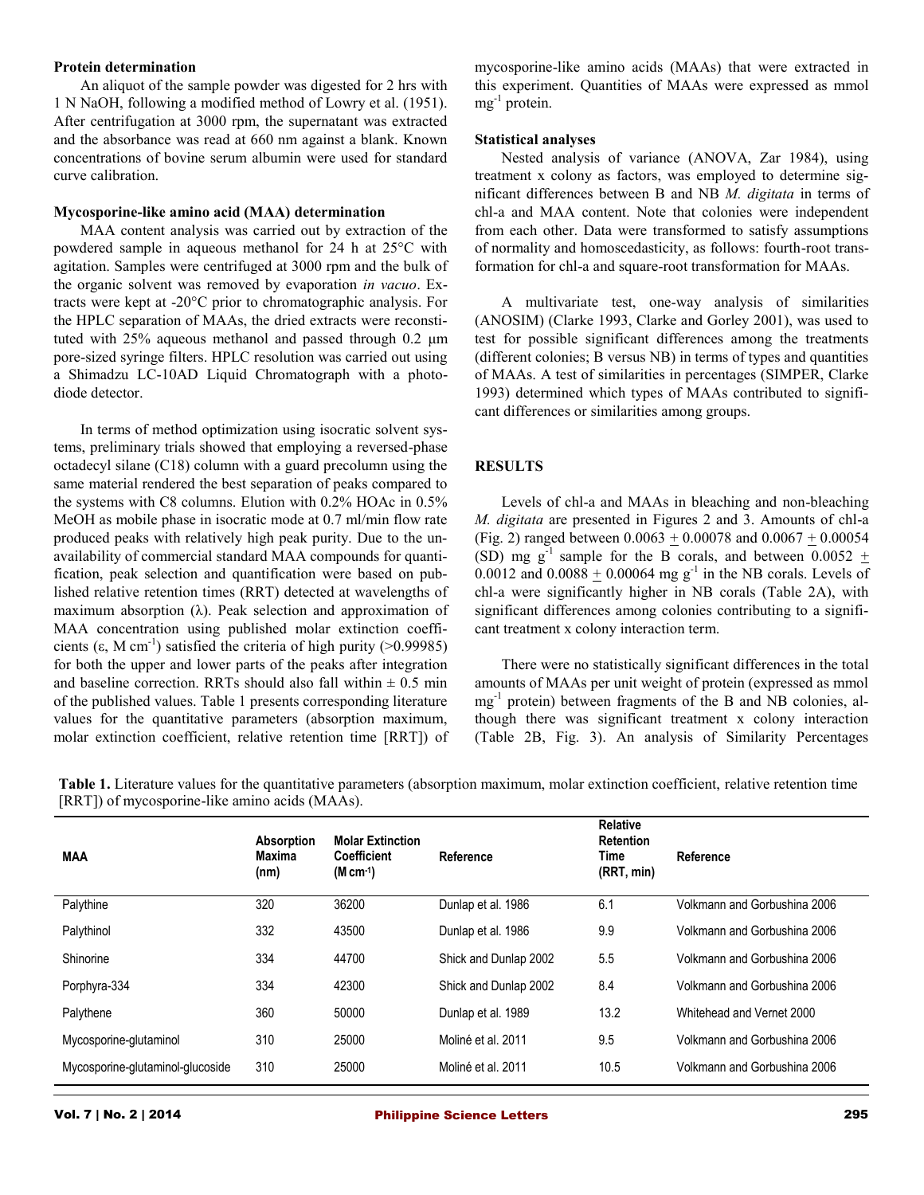### Protein determination

An aliquot of the sample powder was digested for 2 hrs with 1 N NaOH, following a modified method of Lowry et al. (1951). After centrifugation at 3000 rpm, the supernatant was extracted and the absorbance was read at 660 nm against a blank. Known concentrations of bovine serum albumin were used for standard curve calibration.

### Mycosporine-like amino acid (MAA) determination

MAA content analysis was carried out by extraction of the powdered sample in aqueous methanol for 24 h at 25°C with agitation. Samples were centrifuged at 3000 rpm and the bulk of the organic solvent was removed by evaporation *in vacuo*. Extracts were kept at -20°C prior to chromatographic analysis. For the HPLC separation of MAAs, the dried extracts were reconstituted with 25% aqueous methanol and passed through 0.2 µm pore-sized syringe filters. HPLC resolution was carried out using a Shimadzu LC-10AD Liquid Chromatograph with a photodiode detector.

In terms of method optimization using isocratic solvent systems, preliminary trials showed that employing a reversed-phase octadecyl silane (C18) column with a guard precolumn using the same material rendered the best separation of peaks compared to the systems with C8 columns. Elution with 0.2% HOAc in 0.5% MeOH as mobile phase in isocratic mode at 0.7 ml/min flow rate produced peaks with relatively high peak purity. Due to the unavailability of commercial standard MAA compounds for quantification, peak selection and quantification were based on published relative retention times (RRT) detected at wavelengths of maximum absorption (λ). Peak selection and approximation of MAA concentration using published molar extinction coefficients (ε, M $cm^{-1}$) satisfied the criteria of high purity (>0.99985) for both the upper and lower parts of the peaks after integration and baseline correction. RRTs should also fall within ± 0.5 min of the published values. Table 1 presents corresponding literature values for the quantitative parameters (absorption maximum, molar extinction coefficient, relative retention time [RRT]) of mycosporine-like amino acids (MAAs) that were extracted in this experiment. Quantities of MAAs were expressed as mmol $mg^{-1}$ protein.

### Statistical analyses

Nested analysis of variance (ANOVA, Zar 1984), using treatment x colony as factors, was employed to determine significant differences between B and NB *M. digitata* in terms of chl-a and MAA content. Note that colonies were independent from each other. Data were transformed to satisfy assumptions of normality and homoscedasticity, as follows: fourth-root transformation for chl-a and square-root transformation for MAAs.

A multivariate test, one-way analysis of similarities (ANOSIM) (Clarke 1993, Clarke and Gorley 2001), was used to test for possible significant differences among the treatments (different colonies; B versus NB) in terms of types and quantities of MAAs. A test of similarities in percentages (SIMPER, Clarke 1993) determined which types of MAAs contributed to significant differences or similarities among groups.

## RESULTS

Levels of chl-a and MAAs in bleaching and non-bleaching *M. digitata* are presented in Figures 2 and 3. Amounts of chl-a (Fig. 2) ranged between 0.0063 ± 0.00078 and 0.0067 ± 0.00054 (SD) mg $g^{-1}$ sample for the B corals, and between 0.0052 ± 0.0012 and 0.0088 ± 0.00064 mg $g^{-1}$ in the NB corals. Levels of chl-a were significantly higher in NB corals (Table 2A), with significant differences among colonies contributing to a significant treatment x colony interaction term.

There were no statistically significant differences in the total amounts of MAAs per unit weight of protein (expressed as mmol $mg^{-1}$ protein) between fragments of the B and NB colonies, although there was significant treatment x colony interaction (Table 2B, Fig. 3). An analysis of Similarity Percentages

**Table 1.** Literature values for the quantitative parameters (absorption maximum, molar extinction coefficient, relative retention time [RRT]) of mycosporine-like amino acids (MAAs).

| MAA | Absorption Maxima (nm) | Molar Extinction Coefficient (M $cm^{-1}$) | Reference | Relative Retention Time (RRT, min) | Reference |
|---|---|---|---|---|---|
| Palythine | 320 | 36200 | Dunlap et al. 1986 | 6.1 | Volkmann and Gorbushina 2006 |
| Palythinol | 332 | 43500 | Dunlap et al. 1986 | 9.9 | Volkmann and Gorbushina 2006 |
| Shinorine | 334 | 44700 | Shick and Dunlap 2002 | 5.5 | Volkmann and Gorbushina 2006 |
| Porphyra-334 | 334 | 42300 | Shick and Dunlap 2002 | 8.4 | Volkmann and Gorbushina 2006 |
| Palythene | 360 | 50000 | Dunlap et al. 1989 | 13.2 | Whitehead and Vernet 2000 |
| Mycosporine-glutaminol | 310 | 25000 | Moliné et al. 2011 | 9.5 | Volkmann and Gorbushina 2006 |
| Mycosporine-glutaminol-glucoside | 310 | 25000 | Moliné et al. 2011 | 10.5 | Volkmann and Gorbushina 2006 |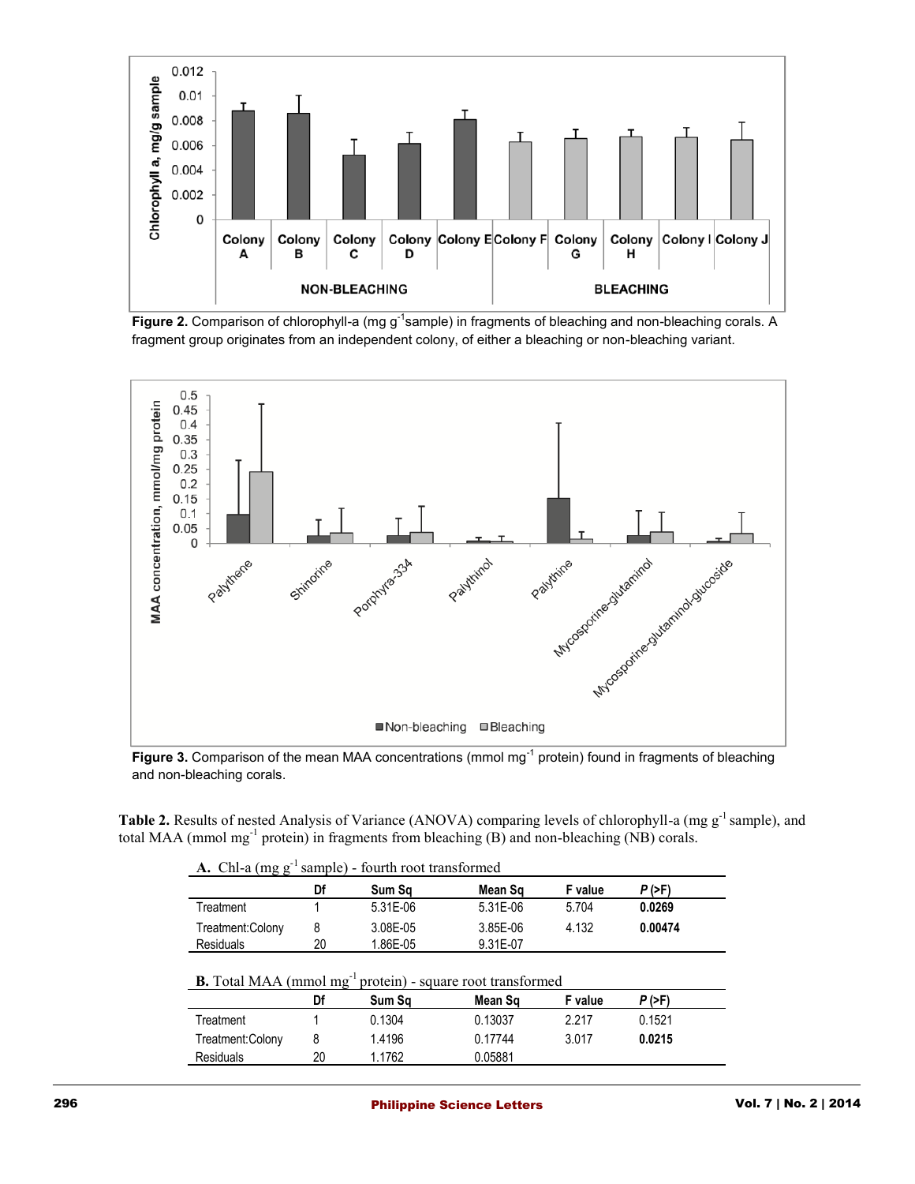**Figure 2.** Comparison of chlorophyll-a (mg g$^{-1}$sample) in fragments of bleaching and non-bleaching corals. A fragment group originates from an independent colony, of either a bleaching or non-bleaching variant.

**Figure 3.** Comparison of the mean MAA concentrations (mmol mg$^{-1}$ protein) found in fragments of bleaching and non-bleaching corals.

**Table 2.** Results of nested Analysis of Variance (ANOVA) comparing levels of chlorophyll-a (mg g$^{-1}$ sample), and total MAA (mmol mg$^{-1}$ protein) in fragments from bleaching (B) and non-bleaching (NB) corals.

**A.** Chl-a (mg g$^{-1}$ sample) - fourth root transformed

| | Df | Sum Sq | Mean Sq | F value | *P* (>F) |
|---|---|---|---|---|---|
| Treatment | 1 | 5.31E-06 | 5.31E-06 | 5.704 | **0.0269** |
| Treatment:Colony | 8 | 3.08E-05 | 3.85E-06 | 4.132 | **0.00474** |
| Residuals | 20 | 1.86E-05 | 9.31E-07 | | |

**B.** Total MAA (mmol mg$^{-1}$ protein) - square root transformed

| | Df | Sum Sq | Mean Sq | F value | *P* (>F) |
|---|---|---|---|---|---|
| Treatment | 1 | 0.1304 | 0.13037 | 2.217 | 0.1521 |
| Treatment:Colony | 8 | 1.4196 | 0.17744 | 3.017 | **0.0215** |
| Residuals | 20 | 1.1762 | 0.05881 | | |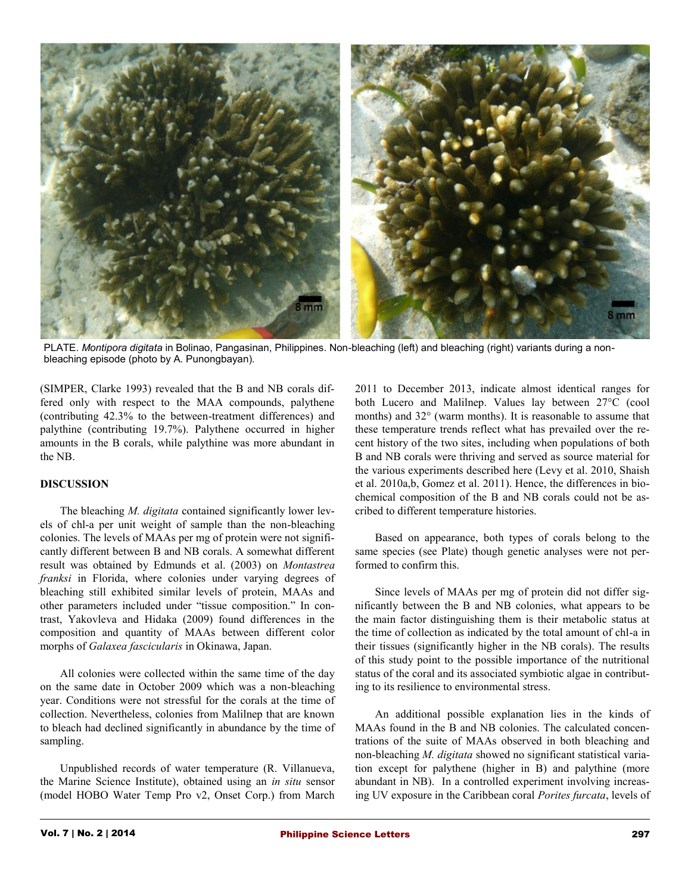PLATE. *Montipora digitata* in Bolinao, Pangasinan, Philippines. Non-bleaching (left) and bleaching (right) variants during a non-bleaching episode (photo by A. Punongbayan).

(SIMPER, Clarke 1993) revealed that the B and NB corals differed only with respect to the MAA compounds, palythene (contributing 42.3% to the between-treatment differences) and palythine (contributing 19.7%). Palythene occurred in higher amounts in the B corals, while palythine was more abundant in the NB.

## DISCUSSION

The bleaching *M. digitata* contained significantly lower levels of chl-a per unit weight of sample than the non-bleaching colonies. The levels of MAAs per mg of protein were not significantly different between B and NB corals. A somewhat different result was obtained by Edmunds et al. (2003) on *Montastrea franksi* in Florida, where colonies under varying degrees of bleaching still exhibited similar levels of protein, MAAs and other parameters included under "tissue composition." In contrast, Yakovleva and Hidaka (2009) found differences in the composition and quantity of MAAs between different color morphs of *Galaxea fascicularis* in Okinawa, Japan.

All colonies were collected within the same time of the day on the same date in October 2009 which was a non-bleaching year. Conditions were not stressful for the corals at the time of collection. Nevertheless, colonies from Malilnep that are known to bleach had declined significantly in abundance by the time of sampling.

Unpublished records of water temperature (R. Villanueva, the Marine Science Institute), obtained using an *in situ* sensor (model HOBO Water Temp Pro v2, Onset Corp.) from March 2011 to December 2013, indicate almost identical ranges for both Lucero and Malilnep. Values lay between 27°C (cool months) and 32° (warm months). It is reasonable to assume that these temperature trends reflect what has prevailed over the recent history of the two sites, including when populations of both B and NB corals were thriving and served as source material for the various experiments described here (Levy et al. 2010, Shaish et al. 2010a,b, Gomez et al. 2011). Hence, the differences in biochemical composition of the B and NB corals could not be ascribed to different temperature histories.

Based on appearance, both types of corals belong to the same species (see Plate) though genetic analyses were not performed to confirm this.

Since levels of MAAs per mg of protein did not differ significantly between the B and NB colonies, what appears to be the main factor distinguishing them is their metabolic status at the time of collection as indicated by the total amount of chl-a in their tissues (significantly higher in the NB corals). The results of this study point to the possible importance of the nutritional status of the coral and its associated symbiotic algae in contributing to its resilience to environmental stress.

An additional possible explanation lies in the kinds of MAAs found in the B and NB colonies. The calculated concentrations of the suite of MAAs observed in both bleaching and non-bleaching *M. digitata* showed no significant statistical variation except for palythene (higher in B) and palythine (more abundant in NB). In a controlled experiment involving increasing UV exposure in the Caribbean coral *Porites furcata*, levels of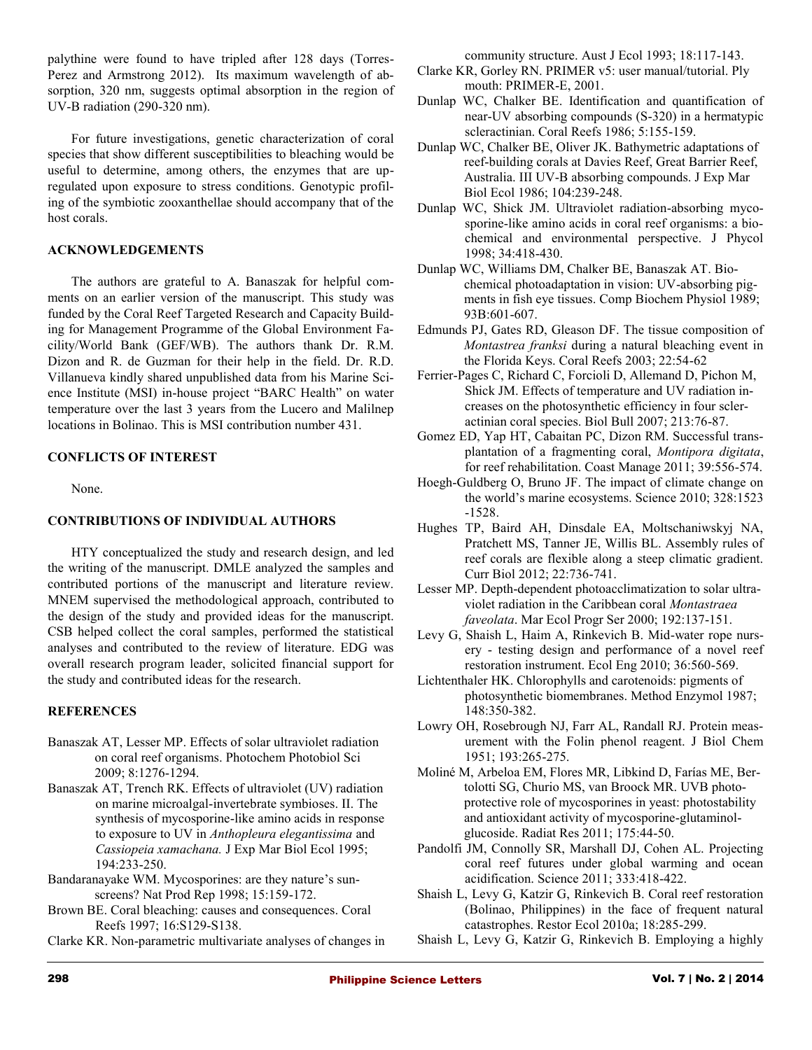palythine were found to have tripled after 128 days (Torres-Perez and Armstrong 2012). Its maximum wavelength of absorption, 320 nm, suggests optimal absorption in the region of UV-B radiation (290-320 nm).

For future investigations, genetic characterization of coral species that show different susceptibilities to bleaching would be useful to determine, among others, the enzymes that are upregulated upon exposure to stress conditions. Genotypic profiling of the symbiotic zooxanthellae should accompany that of the host corals.

## ACKNOWLEDGEMENTS

The authors are grateful to A. Banaszak for helpful comments on an earlier version of the manuscript. This study was funded by the Coral Reef Targeted Research and Capacity Building for Management Programme of the Global Environment Facility/World Bank (GEF/WB). The authors thank Dr. R.M. Dizon and R. de Guzman for their help in the field. Dr. R.D. Villanueva kindly shared unpublished data from his Marine Science Institute (MSI) in-house project "BARC Health" on water temperature over the last 3 years from the Lucero and Malilnep locations in Bolinao. This is MSI contribution number 431.

## CONFLICTS OF INTEREST

None.

## CONTRIBUTIONS OF INDIVIDUAL AUTHORS

HTY conceptualized the study and research design, and led the writing of the manuscript. DMLE analyzed the samples and contributed portions of the manuscript and literature review. MNEM supervised the methodological approach, contributed to the design of the study and provided ideas for the manuscript. CSB helped collect the coral samples, performed the statistical analyses and contributed to the review of literature. EDG was overall research program leader, solicited financial support for the study and contributed ideas for the research.

## REFERENCES

Banaszak AT, Lesser MP. Effects of solar ultraviolet radiation on coral reef organisms. Photochem Photobiol Sci 2009; 8:1276-1294.

Banaszak AT, Trench RK. Effects of ultraviolet (UV) radiation on marine microalgal-invertebrate symbioses. II. The synthesis of mycosporine-like amino acids in response to exposure to UV in *Anthopleura elegantissima* and *Cassiopeia xamachana.* J Exp Mar Biol Ecol 1995; 194:233-250.

Bandaranayake WM. Mycosporines: are they nature's sunscreens? Nat Prod Rep 1998; 15:159-172.

Brown BE. Coral bleaching: causes and consequences. Coral Reefs 1997; 16:S129-S138.

Clarke KR. Non-parametric multivariate analyses of changes in community structure. Aust J Ecol 1993; 18:117-143.

Clarke KR, Gorley RN. PRIMER v5: user manual/tutorial. Plymouth: PRIMER-E, 2001.

Dunlap WC, Chalker BE. Identification and quantification of near-UV absorbing compounds (S-320) in a hermatypic scleractinian. Coral Reefs 1986; 5:155-159.

Dunlap WC, Chalker BE, Oliver JK. Bathymetric adaptations of reef-building corals at Davies Reef, Great Barrier Reef, Australia. III UV-B absorbing compounds. J Exp Mar Biol Ecol 1986; 104:239-248.

Dunlap WC, Shick JM. Ultraviolet radiation-absorbing mycosporine-like amino acids in coral reef organisms: a biochemical and environmental perspective. J Phycol 1998; 34:418-430.

Dunlap WC, Williams DM, Chalker BE, Banaszak AT. Biochemical photoadaptation in vision: UV-absorbing pigments in fish eye tissues. Comp Biochem Physiol 1989; 93B:601-607.

Edmunds PJ, Gates RD, Gleason DF. The tissue composition of *Montastrea franksi* during a natural bleaching event in the Florida Keys. Coral Reefs 2003; 22:54-62

Ferrier-Pages C, Richard C, Forcioli D, Allemand D, Pichon M, Shick JM. Effects of temperature and UV radiation increases on the photosynthetic efficiency in four scleractinian coral species. Biol Bull 2007; 213:76-87.

Gomez ED, Yap HT, Cabaitan PC, Dizon RM. Successful transplantation of a fragmenting coral, *Montipora digitata*, for reef rehabilitation. Coast Manage 2011; 39:556-574.

Hoegh-Guldberg O, Bruno JF. The impact of climate change on the world's marine ecosystems. Science 2010; 328:1523-1528.

Hughes TP, Baird AH, Dinsdale EA, Moltschaniwskyj NA, Pratchett MS, Tanner JE, Willis BL. Assembly rules of reef corals are flexible along a steep climatic gradient. Curr Biol 2012; 22:736-741.

Lesser MP. Depth-dependent photoacclimatization to solar ultraviolet radiation in the Caribbean coral *Montastraea faveolata*. Mar Ecol Progr Ser 2000; 192:137-151.

Levy G, Shaish L, Haim A, Rinkevich B. Mid-water rope nursery - testing design and performance of a novel reef restoration instrument. Ecol Eng 2010; 36:560-569.

Lichtenthaler HK. Chlorophylls and carotenoids: pigments of photosynthetic biomembranes. Method Enzymol 1987; 148:350-382.

Lowry OH, Rosebrough NJ, Farr AL, Randall RJ. Protein measurement with the Folin phenol reagent. J Biol Chem 1951; 193:265-275.

Moliné M, Arbeloa EM, Flores MR, Libkind D, Farías ME, Bertolotti SG, Churio MS, van Broock MR. UVB photoprotective role of mycosporines in yeast: photostability and antioxidant activity of mycosporine-glutaminol-glucoside. Radiat Res 2011; 175:44-50.

Pandolfi JM, Connolly SR, Marshall DJ, Cohen AL. Projecting coral reef futures under global warming and ocean acidification. Science 2011; 333:418-422.

Shaish L, Levy G, Katzir G, Rinkevich B. Coral reef restoration (Bolinao, Philippines) in the face of frequent natural catastrophes. Restor Ecol 2010a; 18:285-299.

Shaish L, Levy G, Katzir G, Rinkevich B. Employing a highly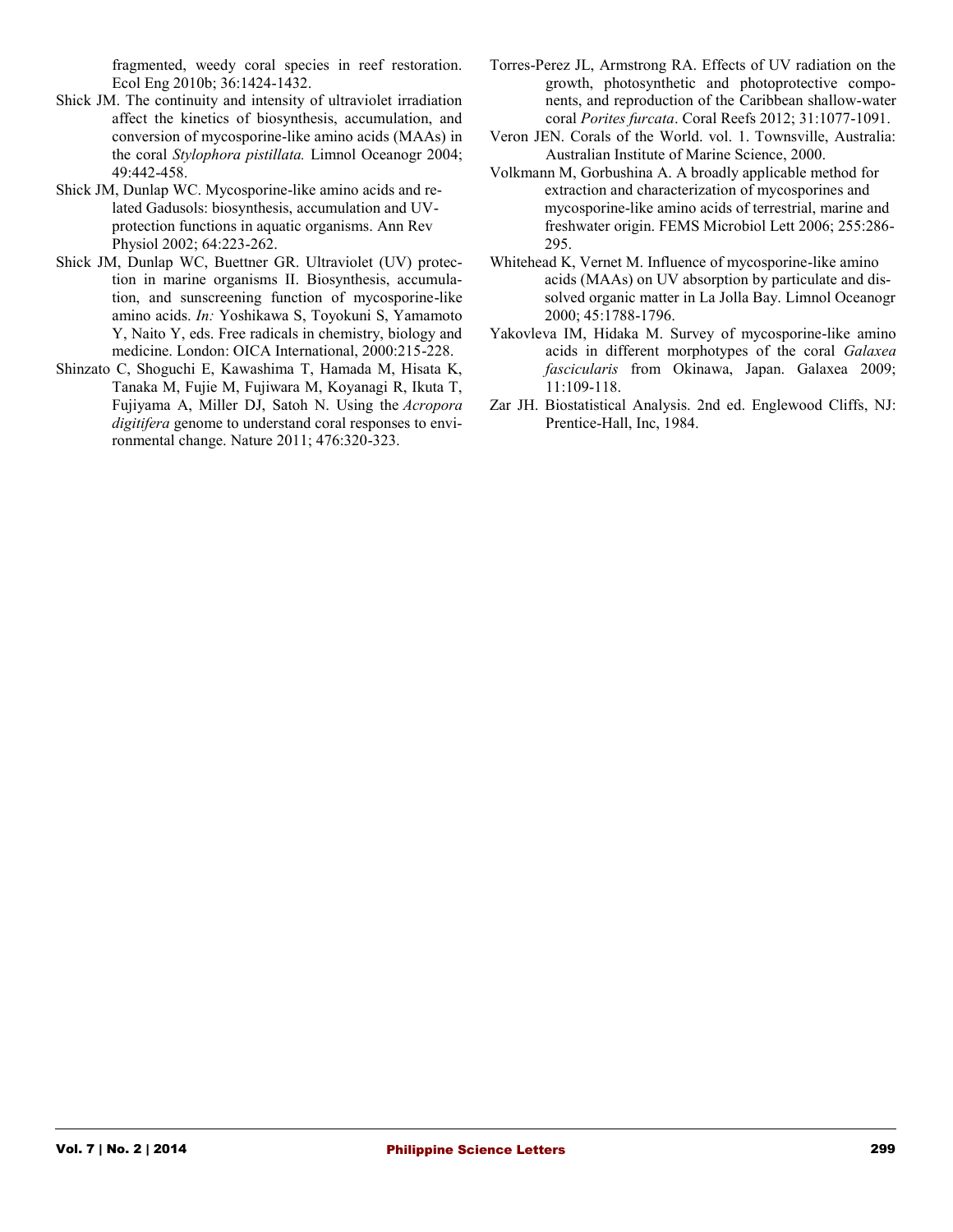fragmented, weedy coral species in reef restoration. Ecol Eng 2010b; 36:1424-1432.

Shick JM. The continuity and intensity of ultraviolet irradiation affect the kinetics of biosynthesis, accumulation, and conversion of mycosporine-like amino acids (MAAs) in the coral *Stylophora pistillata.* Limnol Oceanogr 2004; 49:442-458.

Shick JM, Dunlap WC. Mycosporine-like amino acids and related Gadusols: biosynthesis, accumulation and UV-protection functions in aquatic organisms. Ann Rev Physiol 2002; 64:223-262.

Shick JM, Dunlap WC, Buettner GR. Ultraviolet (UV) protection in marine organisms II. Biosynthesis, accumulation, and sunscreening function of mycosporine-like amino acids. *In:* Yoshikawa S, Toyokuni S, Yamamoto Y, Naito Y, eds. Free radicals in chemistry, biology and medicine. London: OICA International, 2000:215-228.

Shinzato C, Shoguchi E, Kawashima T, Hamada M, Hisata K, Tanaka M, Fujie M, Fujiwara M, Koyanagi R, Ikuta T, Fujiyama A, Miller DJ, Satoh N. Using the *Acropora digitifera* genome to understand coral responses to environmental change. Nature 2011; 476:320-323.

Torres-Perez JL, Armstrong RA. Effects of UV radiation on the growth, photosynthetic and photoprotective components, and reproduction of the Caribbean shallow-water coral *Porites furcata*. Coral Reefs 2012; 31:1077-1091.

Veron JEN. Corals of the World. vol. 1. Townsville, Australia: Australian Institute of Marine Science, 2000.

Volkmann M, Gorbushina A. A broadly applicable method for extraction and characterization of mycosporines and mycosporine-like amino acids of terrestrial, marine and freshwater origin. FEMS Microbiol Lett 2006; 255:286-295.

Whitehead K, Vernet M. Influence of mycosporine-like amino acids (MAAs) on UV absorption by particulate and dissolved organic matter in La Jolla Bay. Limnol Oceanogr 2000; 45:1788-1796.

Yakovleva IM, Hidaka M. Survey of mycosporine-like amino acids in different morphotypes of the coral *Galaxea fascicularis* from Okinawa, Japan. Galaxea 2009; 11:109-118.

Zar JH. Biostatistical Analysis. 2nd ed. Englewood Cliffs, NJ: Prentice-Hall, Inc, 1984.